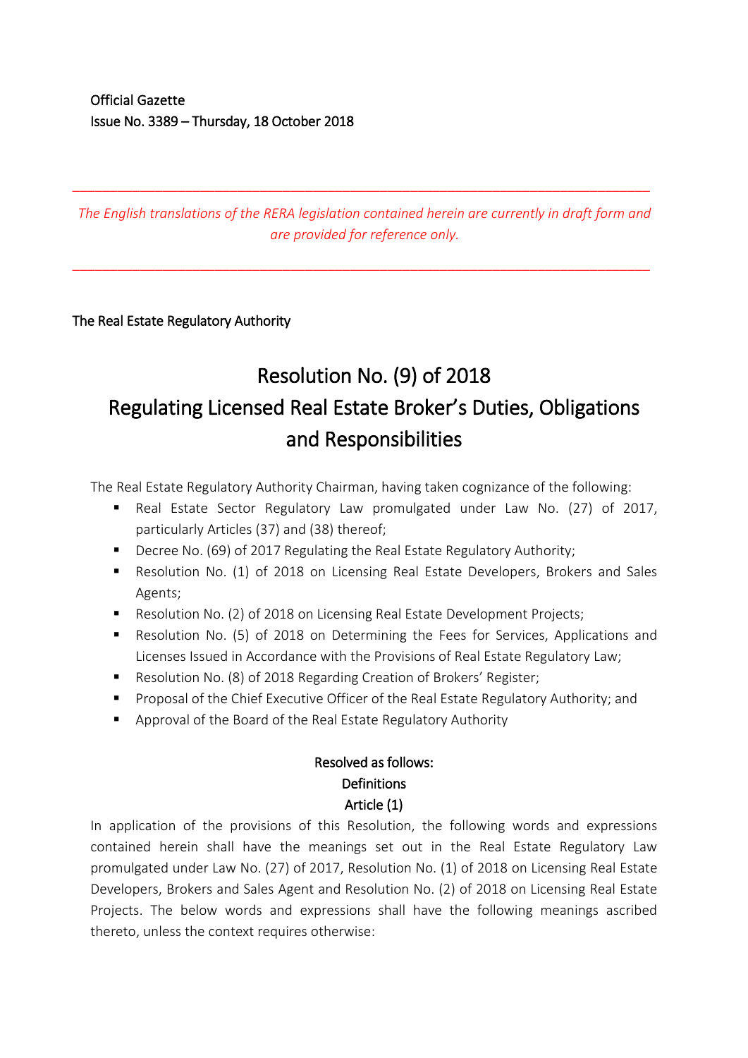Official Gazette
Issue No. 3389 – Thursday, 18 October 2018

---

*The English translations of the RERA legislation contained herein are currently in draft form and are provided for reference only.*

---

The Real Estate Regulatory Authority

# Resolution No. (9) of 2018
# Regulating Licensed Real Estate Broker's Duties, Obligations and Responsibilities

The Real Estate Regulatory Authority Chairman, having taken cognizance of the following:

- Real Estate Sector Regulatory Law promulgated under Law No. (27) of 2017, particularly Articles (37) and (38) thereof;
- Decree No. (69) of 2017 Regulating the Real Estate Regulatory Authority;
- Resolution No. (1) of 2018 on Licensing Real Estate Developers, Brokers and Sales Agents;
- Resolution No. (2) of 2018 on Licensing Real Estate Development Projects;
- Resolution No. (5) of 2018 on Determining the Fees for Services, Applications and Licenses Issued in Accordance with the Provisions of Real Estate Regulatory Law;
- Resolution No. (8) of 2018 Regarding Creation of Brokers' Register;
- Proposal of the Chief Executive Officer of the Real Estate Regulatory Authority; and
- Approval of the Board of the Real Estate Regulatory Authority

**Resolved as follows:**

**Definitions**

**Article (1)**

In application of the provisions of this Resolution, the following words and expressions contained herein shall have the meanings set out in the Real Estate Regulatory Law promulgated under Law No. (27) of 2017, Resolution No. (1) of 2018 on Licensing Real Estate Developers, Brokers and Sales Agent and Resolution No. (2) of 2018 on Licensing Real Estate Projects. The below words and expressions shall have the following meanings ascribed thereto, unless the context requires otherwise: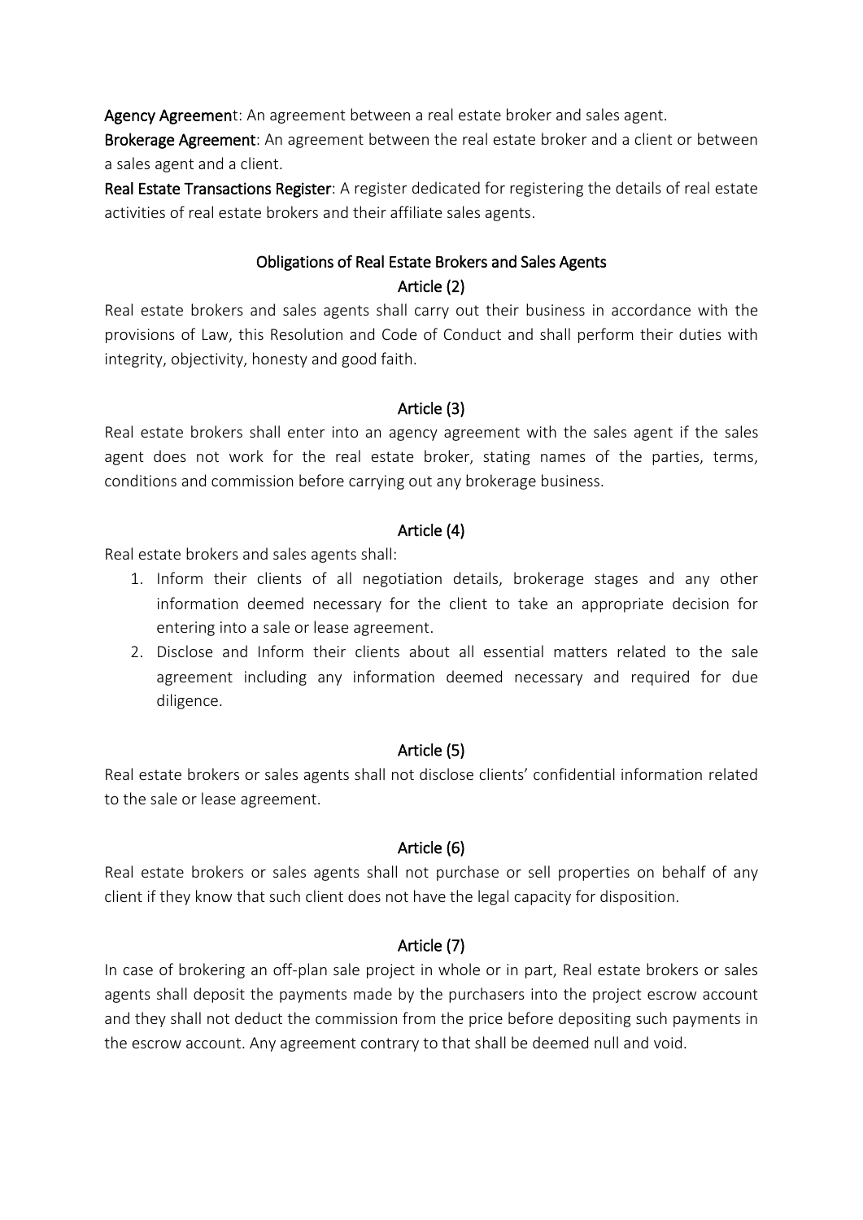**Agency Agreement**: An agreement between a real estate broker and sales agent.

**Brokerage Agreement**: An agreement between the real estate broker and a client or between a sales agent and a client.

**Real Estate Transactions Register**: A register dedicated for registering the details of real estate activities of real estate brokers and their affiliate sales agents.

## Obligations of Real Estate Brokers and Sales Agents

### Article (2)

Real estate brokers and sales agents shall carry out their business in accordance with the provisions of Law, this Resolution and Code of Conduct and shall perform their duties with integrity, objectivity, honesty and good faith.

### Article (3)

Real estate brokers shall enter into an agency agreement with the sales agent if the sales agent does not work for the real estate broker, stating names of the parties, terms, conditions and commission before carrying out any brokerage business.

### Article (4)

Real estate brokers and sales agents shall:

1. Inform their clients of all negotiation details, brokerage stages and any other information deemed necessary for the client to take an appropriate decision for entering into a sale or lease agreement.
2. Disclose and Inform their clients about all essential matters related to the sale agreement including any information deemed necessary and required for due diligence.

### Article (5)

Real estate brokers or sales agents shall not disclose clients' confidential information related to the sale or lease agreement.

### Article (6)

Real estate brokers or sales agents shall not purchase or sell properties on behalf of any client if they know that such client does not have the legal capacity for disposition.

### Article (7)

In case of brokering an off-plan sale project in whole or in part, Real estate brokers or sales agents shall deposit the payments made by the purchasers into the project escrow account and they shall not deduct the commission from the price before depositing such payments in the escrow account. Any agreement contrary to that shall be deemed null and void.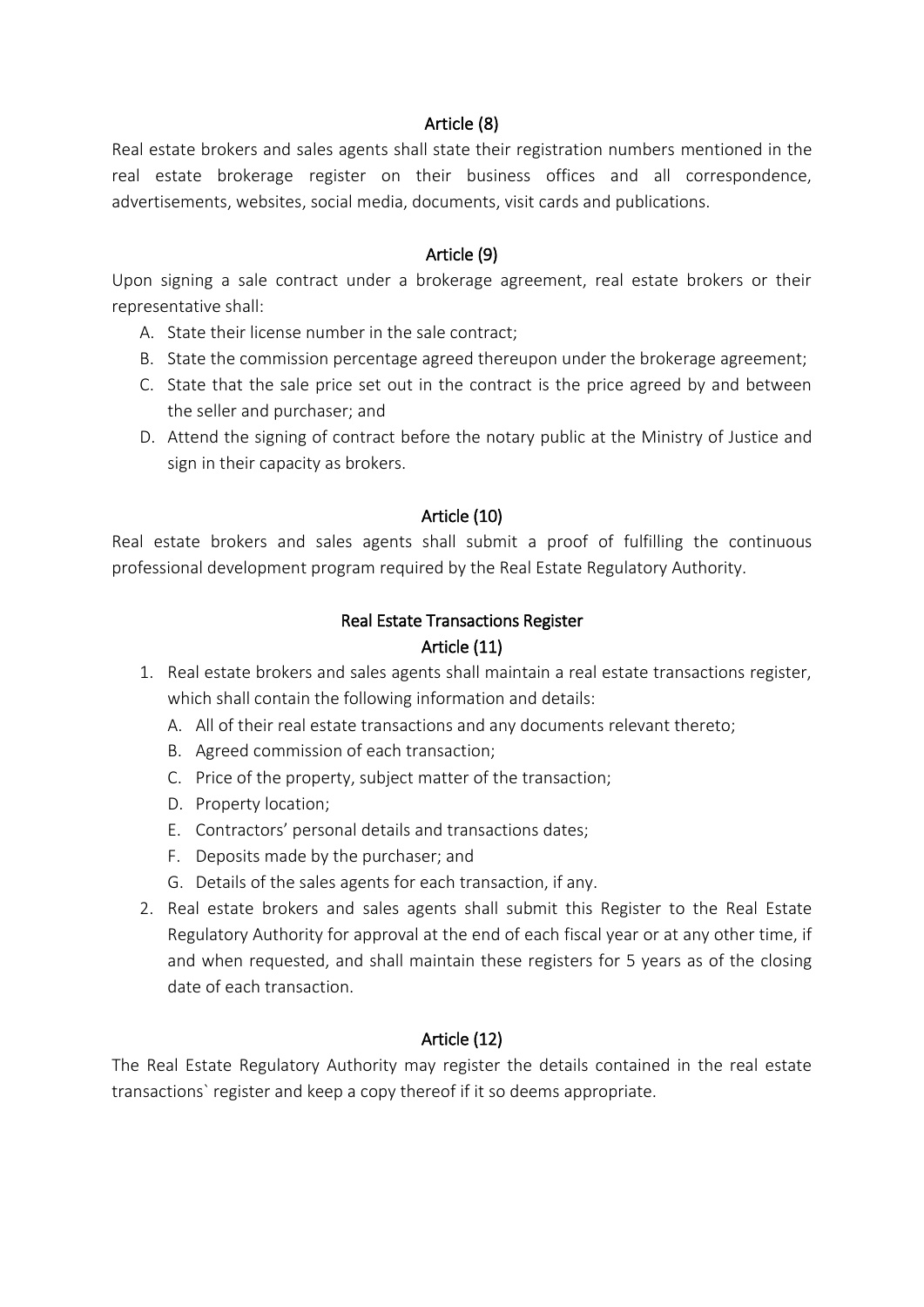### Article (8)

Real estate brokers and sales agents shall state their registration numbers mentioned in the real estate brokerage register on their business offices and all correspondence, advertisements, websites, social media, documents, visit cards and publications.

### Article (9)

Upon signing a sale contract under a brokerage agreement, real estate brokers or their representative shall:

A. State their license number in the sale contract;
B. State the commission percentage agreed thereupon under the brokerage agreement;
C. State that the sale price set out in the contract is the price agreed by and between the seller and purchaser; and
D. Attend the signing of contract before the notary public at the Ministry of Justice and sign in their capacity as brokers.

### Article (10)

Real estate brokers and sales agents shall submit a proof of fulfilling the continuous professional development program required by the Real Estate Regulatory Authority.

## Real Estate Transactions Register

### Article (11)

1. Real estate brokers and sales agents shall maintain a real estate transactions register, which shall contain the following information and details:
   A. All of their real estate transactions and any documents relevant thereto;
   B. Agreed commission of each transaction;
   C. Price of the property, subject matter of the transaction;
   D. Property location;
   E. Contractors' personal details and transactions dates;
   F. Deposits made by the purchaser; and
   G. Details of the sales agents for each transaction, if any.
2. Real estate brokers and sales agents shall submit this Register to the Real Estate Regulatory Authority for approval at the end of each fiscal year or at any other time, if and when requested, and shall maintain these registers for 5 years as of the closing date of each transaction.

### Article (12)

The Real Estate Regulatory Authority may register the details contained in the real estate transactions` register and keep a copy thereof if it so deems appropriate.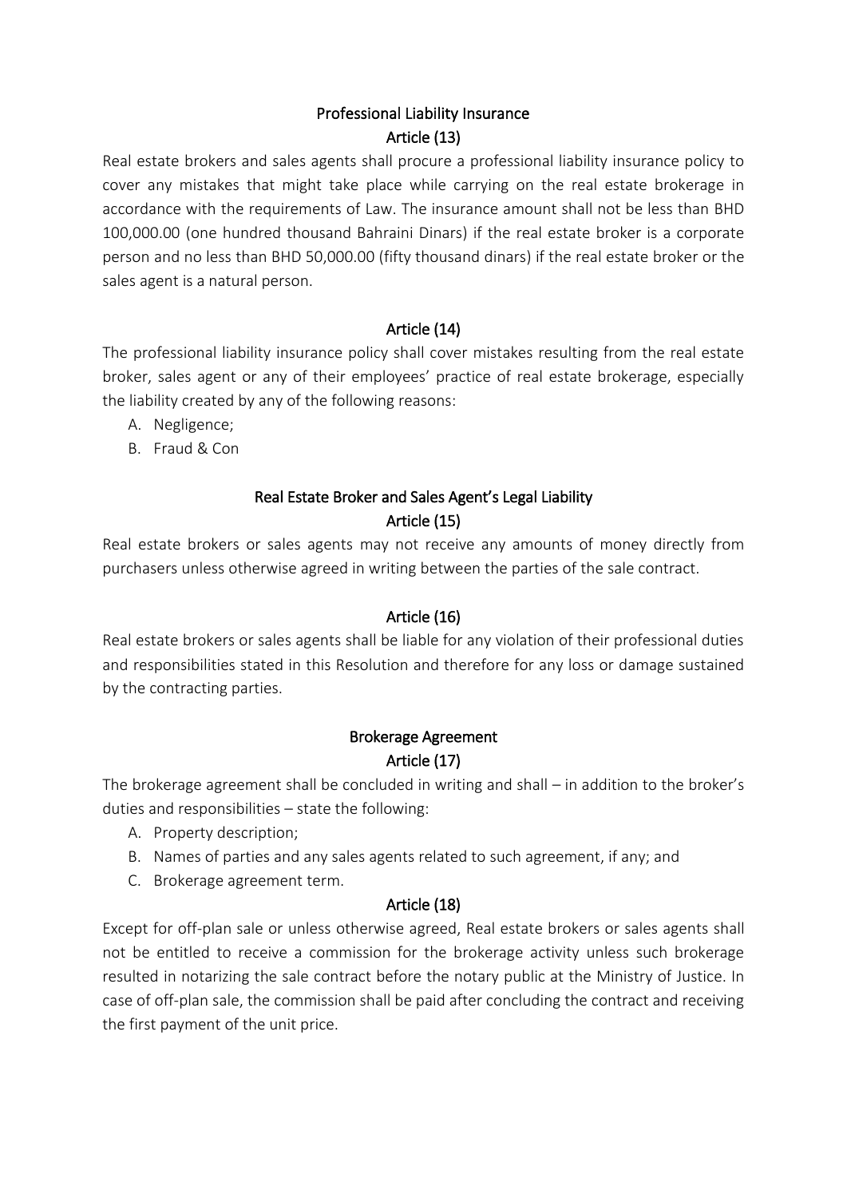## Professional Liability Insurance

### Article (13)

Real estate brokers and sales agents shall procure a professional liability insurance policy to cover any mistakes that might take place while carrying on the real estate brokerage in accordance with the requirements of Law. The insurance amount shall not be less than BHD 100,000.00 (one hundred thousand Bahraini Dinars) if the real estate broker is a corporate person and no less than BHD 50,000.00 (fifty thousand dinars) if the real estate broker or the sales agent is a natural person.

### Article (14)

The professional liability insurance policy shall cover mistakes resulting from the real estate broker, sales agent or any of their employees' practice of real estate brokerage, especially the liability created by any of the following reasons:

A. Negligence;
B. Fraud & Con

## Real Estate Broker and Sales Agent's Legal Liability

### Article (15)

Real estate brokers or sales agents may not receive any amounts of money directly from purchasers unless otherwise agreed in writing between the parties of the sale contract.

### Article (16)

Real estate brokers or sales agents shall be liable for any violation of their professional duties and responsibilities stated in this Resolution and therefore for any loss or damage sustained by the contracting parties.

## Brokerage Agreement

### Article (17)

The brokerage agreement shall be concluded in writing and shall – in addition to the broker's duties and responsibilities – state the following:

A. Property description;
B. Names of parties and any sales agents related to such agreement, if any; and
C. Brokerage agreement term.

### Article (18)

Except for off-plan sale or unless otherwise agreed, Real estate brokers or sales agents shall not be entitled to receive a commission for the brokerage activity unless such brokerage resulted in notarizing the sale contract before the notary public at the Ministry of Justice. In case of off-plan sale, the commission shall be paid after concluding the contract and receiving the first payment of the unit price.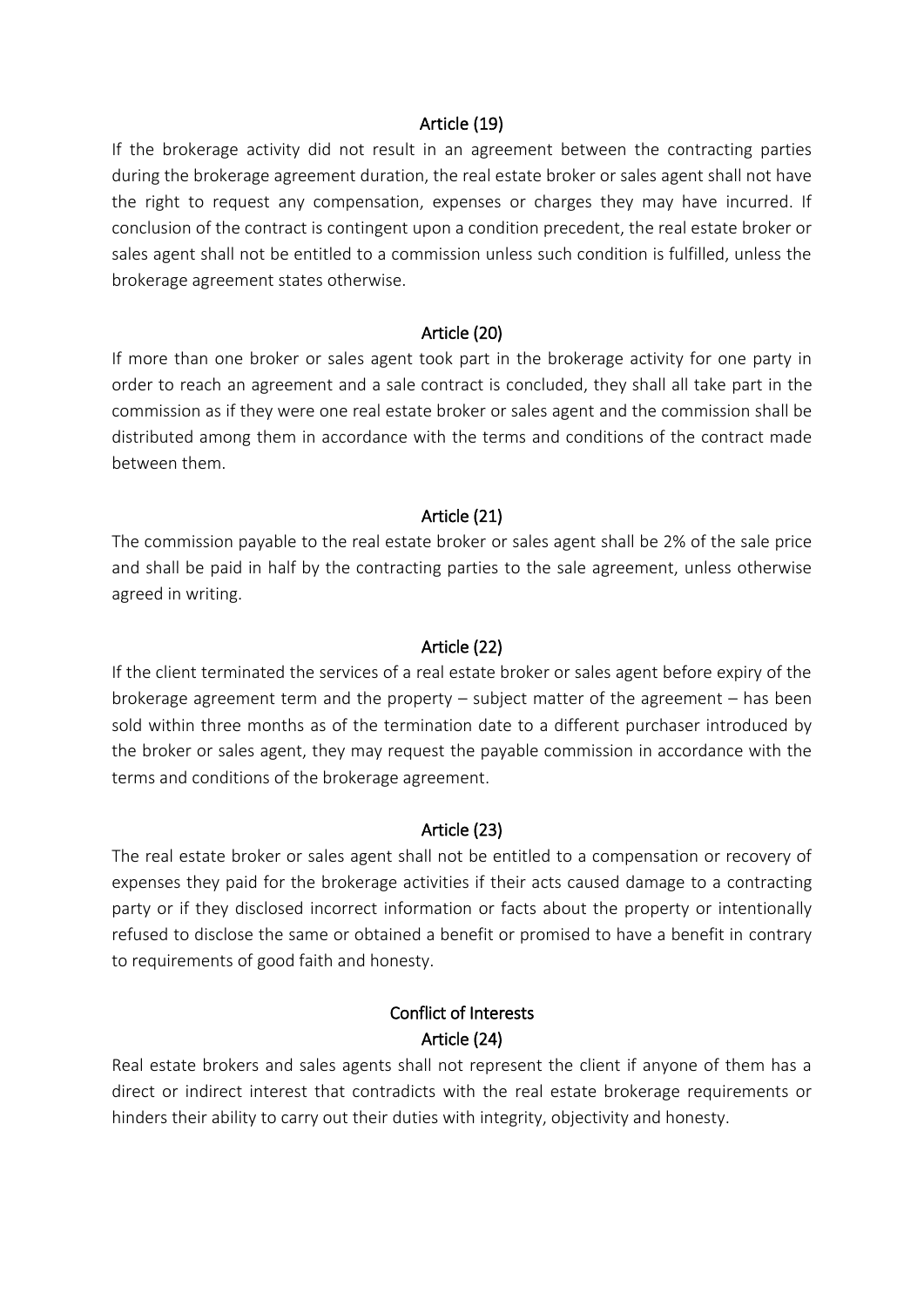### Article (19)

If the brokerage activity did not result in an agreement between the contracting parties during the brokerage agreement duration, the real estate broker or sales agent shall not have the right to request any compensation, expenses or charges they may have incurred. If conclusion of the contract is contingent upon a condition precedent, the real estate broker or sales agent shall not be entitled to a commission unless such condition is fulfilled, unless the brokerage agreement states otherwise.

### Article (20)

If more than one broker or sales agent took part in the brokerage activity for one party in order to reach an agreement and a sale contract is concluded, they shall all take part in the commission as if they were one real estate broker or sales agent and the commission shall be distributed among them in accordance with the terms and conditions of the contract made between them.

### Article (21)

The commission payable to the real estate broker or sales agent shall be 2% of the sale price and shall be paid in half by the contracting parties to the sale agreement, unless otherwise agreed in writing.

### Article (22)

If the client terminated the services of a real estate broker or sales agent before expiry of the brokerage agreement term and the property – subject matter of the agreement – has been sold within three months as of the termination date to a different purchaser introduced by the broker or sales agent, they may request the payable commission in accordance with the terms and conditions of the brokerage agreement.

### Article (23)

The real estate broker or sales agent shall not be entitled to a compensation or recovery of expenses they paid for the brokerage activities if their acts caused damage to a contracting party or if they disclosed incorrect information or facts about the property or intentionally refused to disclose the same or obtained a benefit or promised to have a benefit in contrary to requirements of good faith and honesty.

## Conflict of Interests

### Article (24)

Real estate brokers and sales agents shall not represent the client if anyone of them has a direct or indirect interest that contradicts with the real estate brokerage requirements or hinders their ability to carry out their duties with integrity, objectivity and honesty.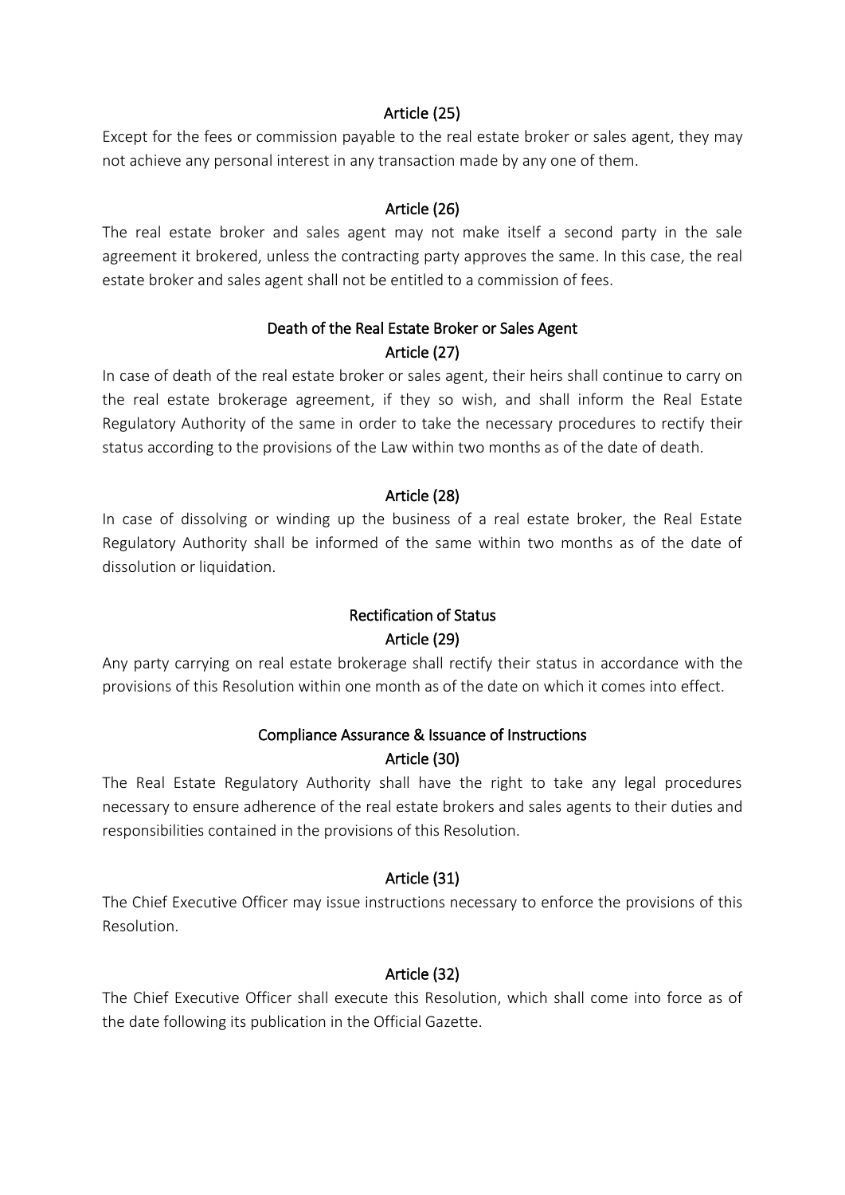### Article (25)

Except for the fees or commission payable to the real estate broker or sales agent, they may not achieve any personal interest in any transaction made by any one of them.

### Article (26)

The real estate broker and sales agent may not make itself a second party in the sale agreement it brokered, unless the contracting party approves the same. In this case, the real estate broker and sales agent shall not be entitled to a commission of fees.

## Death of the Real Estate Broker or Sales Agent

### Article (27)

In case of death of the real estate broker or sales agent, their heirs shall continue to carry on the real estate brokerage agreement, if they so wish, and shall inform the Real Estate Regulatory Authority of the same in order to take the necessary procedures to rectify their status according to the provisions of the Law within two months as of the date of death.

### Article (28)

In case of dissolving or winding up the business of a real estate broker, the Real Estate Regulatory Authority shall be informed of the same within two months as of the date of dissolution or liquidation.

## Rectification of Status

### Article (29)

Any party carrying on real estate brokerage shall rectify their status in accordance with the provisions of this Resolution within one month as of the date on which it comes into effect.

## Compliance Assurance & Issuance of Instructions

### Article (30)

The Real Estate Regulatory Authority shall have the right to take any legal procedures necessary to ensure adherence of the real estate brokers and sales agents to their duties and responsibilities contained in the provisions of this Resolution.

### Article (31)

The Chief Executive Officer may issue instructions necessary to enforce the provisions of this Resolution.

### Article (32)

The Chief Executive Officer shall execute this Resolution, which shall come into force as of the date following its publication in the Official Gazette.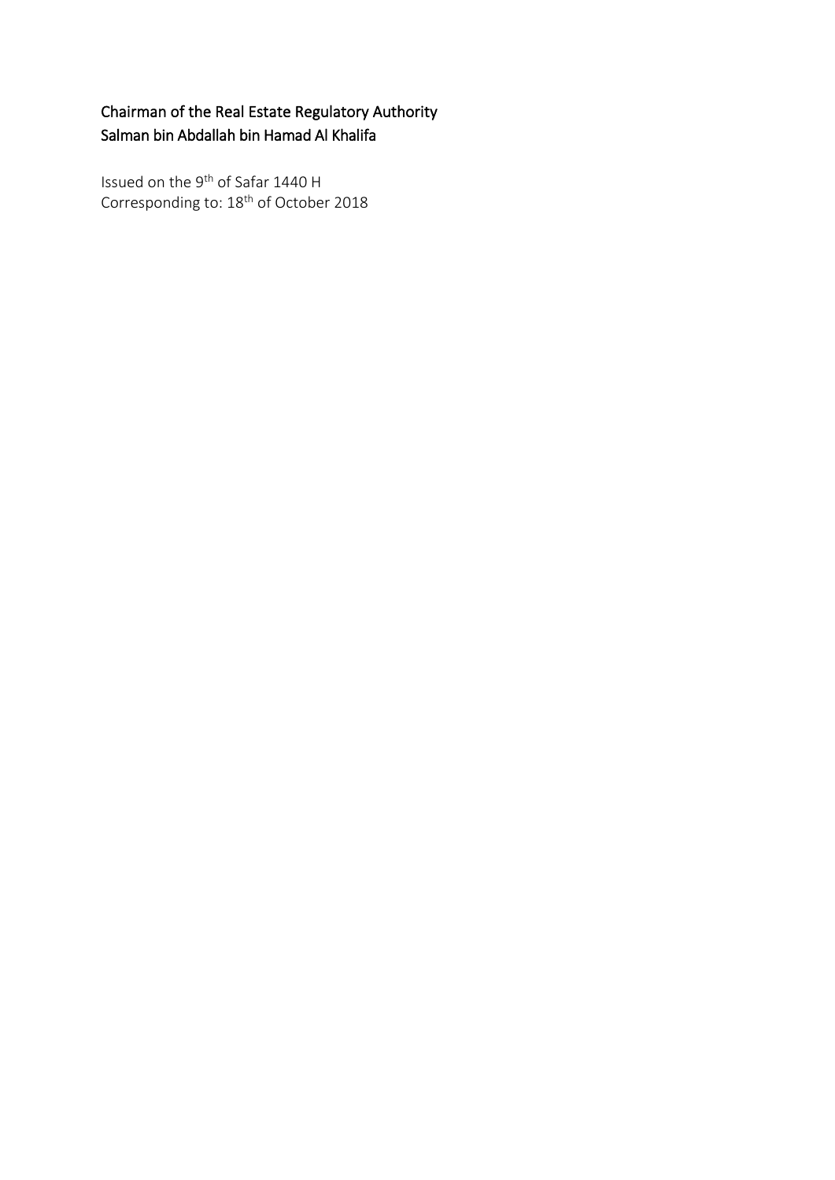Chairman of the Real Estate Regulatory Authority
Salman bin Abdallah bin Hamad Al Khalifa

Issued on the 9th of Safar 1440 H
Corresponding to: 18th of October 2018